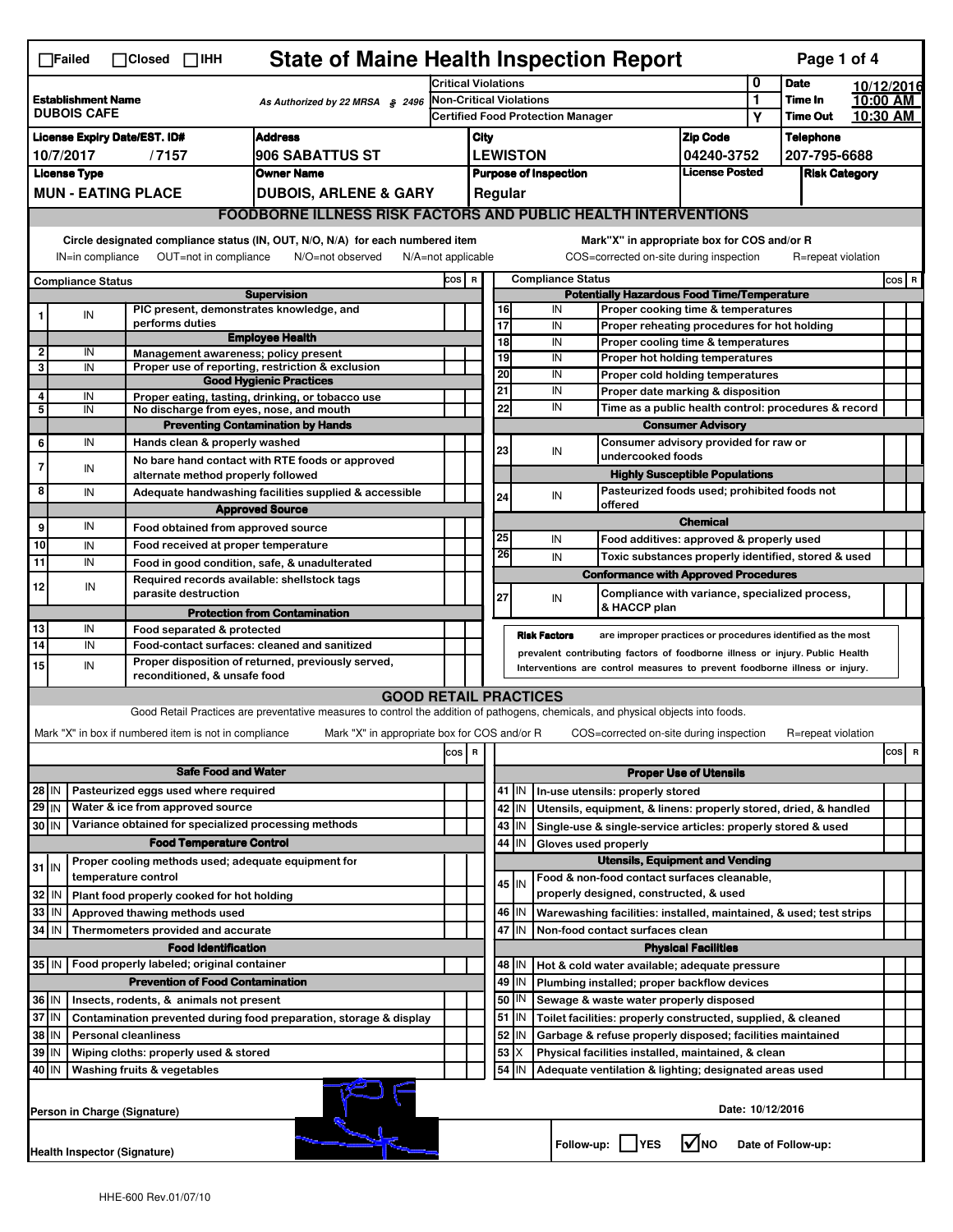# State of Maine Health Inspection Report

☐Failed ☐Closed ☐IHH

| | | | | |
|---|---|---|---|---|
| **Establishment Name** DUBOIS CAFE | As Authorized by 22 MRSA § 2496 | Critical Violations | 0 | **Date** 10/12/2016 |
| | | Non-Critical Violations | 1 | **Time In** 10:00 AM |
| | | Certified Food Protection Manager | Y | **Time Out** 10:30 AM |

| License Expiry Date/EST. ID# | Address | City | Zip Code | Telephone |
|---|---|---|---|---|
| 10/7/2017 / 7157 | 906 SABATTUS ST | LEWISTON | 04240-3752 | 207-795-6688 |

| License Type | Owner Name | Purpose of Inspection | License Posted | Risk Category |
|---|---|---|---|---|
| MUN - EATING PLACE | DUBOIS, ARLENE & GARY | Regular | | |

## FOODBORNE ILLNESS RISK FACTORS AND PUBLIC HEALTH INTERVENTIONS

Circle designated compliance status (IN, OUT, N/O, N/A) for each numbered item
IN=in compliance OUT=not in compliance N/O=not observed N/A=not applicable

Mark"X" in appropriate box for COS and/or R
COS=corrected on-site during inspection R=repeat violation

| # | Compliance Status | Item | COS | R |
|---|---|---|---|---|
| | | **Supervision** | | |
| 1 | IN | PIC present, demonstrates knowledge, and performs duties | | |
| | | **Employee Health** | | |
| 2 | IN | Management awareness; policy present | | |
| 3 | IN | Proper use of reporting, restriction & exclusion | | |
| | | **Good Hygienic Practices** | | |
| 4 | IN | Proper eating, tasting, drinking, or tobacco use | | |
| 5 | IN | No discharge from eyes, nose, and mouth | | |
| | | **Preventing Contamination by Hands** | | |
| 6 | IN | Hands clean & properly washed | | |
| 7 | IN | No bare hand contact with RTE foods or approved alternate method properly followed | | |
| 8 | IN | Adequate handwashing facilities supplied & accessible | | |
| | | **Approved Source** | | |
| 9 | IN | Food obtained from approved source | | |
| 10 | IN | Food received at proper temperature | | |
| 11 | IN | Food in good condition, safe, & unadulterated | | |
| 12 | IN | Required records available: shellstock tags parasite destruction | | |
| | | **Protection from Contamination** | | |
| 13 | IN | Food separated & protected | | |
| 14 | IN | Food-contact surfaces: cleaned and sanitized | | |
| 15 | IN | Proper disposition of returned, previously served, reconditioned, & unsafe food | | |
| | | **Potentially Hazardous Food Time/Temperature** | | |
| 16 | IN | Proper cooking time & temperatures | | |
| 17 | IN | Proper reheating procedures for hot holding | | |
| 18 | IN | Proper cooling time & temperatures | | |
| 19 | IN | Proper hot holding temperatures | | |
| 20 | IN | Proper cold holding temperatures | | |
| 21 | IN | Proper date marking & disposition | | |
| 22 | IN | Time as a public health control: procedures & record | | |
| | | **Consumer Advisory** | | |
| 23 | IN | Consumer advisory provided for raw or undercooked foods | | |
| | | **Highly Susceptible Populations** | | |
| 24 | IN | Pasteurized foods used; prohibited foods not offered | | |
| | | **Chemical** | | |
| 25 | IN | Food additives: approved & properly used | | |
| 26 | IN | Toxic substances properly identified, stored & used | | |
| | | **Conformance with Approved Procedures** | | |
| 27 | IN | Compliance with variance, specialized process, & HACCP plan | | |

**Risk Factors** are improper practices or procedures identified as the most prevalent contributing factors of foodborne illness or injury. Public Health Interventions are control measures to prevent foodborne illness or injury.

## GOOD RETAIL PRACTICES

Good Retail Practices are preventative measures to control the addition of pathogens, chemicals, and physical objects into foods.

Mark "X" in box if numbered item is not in compliance Mark "X" in appropriate box for COS and/or R COS=corrected on-site during inspection R=repeat violation

| # | Status | Item | COS | R |
|---|---|---|---|---|
| | | **Safe Food and Water** | | |
| 28 | IN | Pasteurized eggs used where required | | |
| 29 | IN | Water & ice from approved source | | |
| 30 | IN | Variance obtained for specialized processing methods | | |
| | | **Food Temperature Control** | | |
| 31 | IN | Proper cooling methods used; adequate equipment for temperature control | | |
| 32 | IN | Plant food properly cooked for hot holding | | |
| 33 | IN | Approved thawing methods used | | |
| 34 | IN | Thermometers provided and accurate | | |
| | | **Food Identification** | | |
| 35 | IN | Food properly labeled; original container | | |
| | | **Prevention of Food Contamination** | | |
| 36 | IN | Insects, rodents, & animals not present | | |
| 37 | IN | Contamination prevented during food preparation, storage & display | | |
| 38 | IN | Personal cleanliness | | |
| 39 | IN | Wiping cloths: properly used & stored | | |
| 40 | IN | Washing fruits & vegetables | | |
| | | **Proper Use of Utensils** | | |
| 41 | IN | In-use utensils: properly stored | | |
| 42 | IN | Utensils, equipment, & linens: properly stored, dried, & handled | | |
| 43 | IN | Single-use & single-service articles: properly stored & used | | |
| 44 | IN | Gloves used properly | | |
| | | **Utensils, Equipment and Vending** | | |
| 45 | IN | Food & non-food contact surfaces cleanable, properly designed, constructed, & used | | |
| 46 | IN | Warewashing facilities: installed, maintained, & used; test strips | | |
| 47 | IN | Non-food contact surfaces clean | | |
| | | **Physical Facilities** | | |
| 48 | IN | Hot & cold water available; adequate pressure | | |
| 49 | IN | Plumbing installed; proper backflow devices | | |
| 50 | IN | Sewage & waste water properly disposed | | |
| 51 | IN | Toilet facilities: properly constructed, supplied, & cleaned | | |
| 52 | IN | Garbage & refuse properly disposed; facilities maintained | | |
| 53 | X | Physical facilities installed, maintained, & clean | | |
| 54 | IN | Adequate ventilation & lighting; designated areas used | | |

Person in Charge (Signature) Date: 10/12/2016

Health Inspector (Signature) Follow-up: ☐YES ☑NO Date of Follow-up:

HHE-600 Rev.01/07/10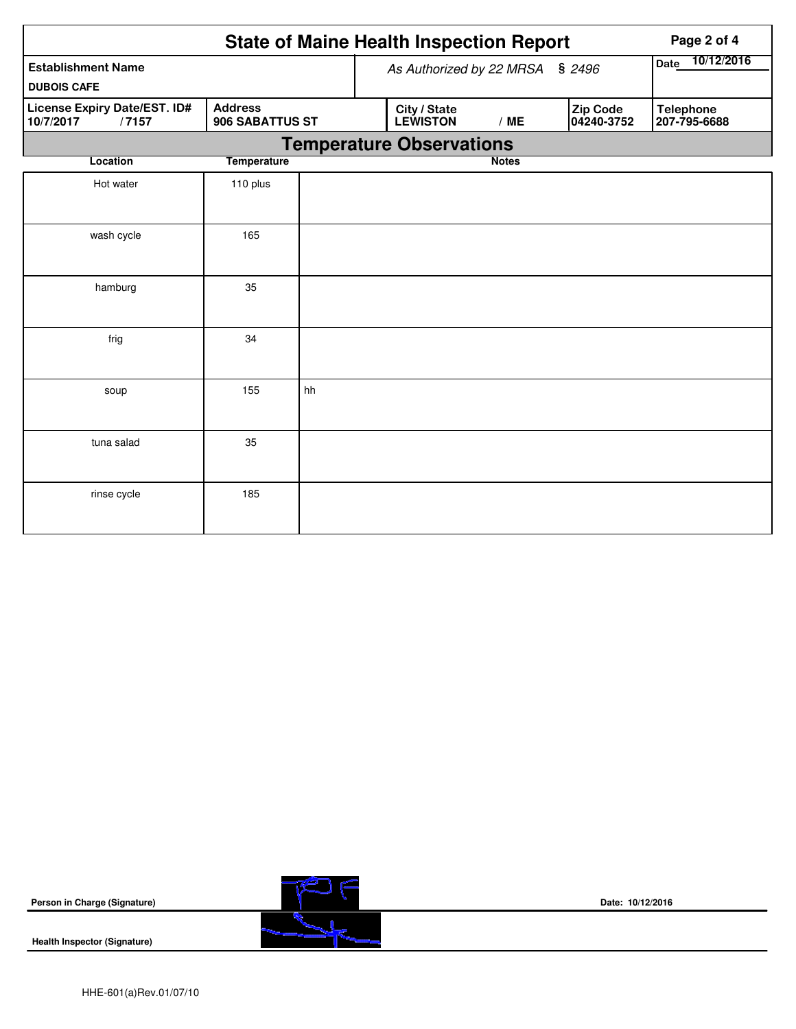# State of Maine Health Inspection Report

| Establishment Name | As Authorized by 22 MRSA § 2496 | Date 10/12/2016 |
|---|---|---|
| DUBOIS CAFE | | |

| License Expiry Date/EST. ID# | Address | City / State | Zip Code | Telephone |
|---|---|---|---|---|
| 10/7/2017 / 7157 | 906 SABATTUS ST | LEWISTON / ME | 04240-3752 | 207-795-6688 |

## Temperature Observations

| Location | Temperature | Notes |
|---|---|---|
| Hot water | 110 plus | |
| wash cycle | 165 | |
| hamburg | 35 | |
| frig | 34 | |
| soup | 155 | hh |
| tuna salad | 35 | |
| rinse cycle | 185 | |

**Person in Charge (Signature)** Date: 10/12/2016

**Health Inspector (Signature)**

HHE-601(a)Rev.01/07/10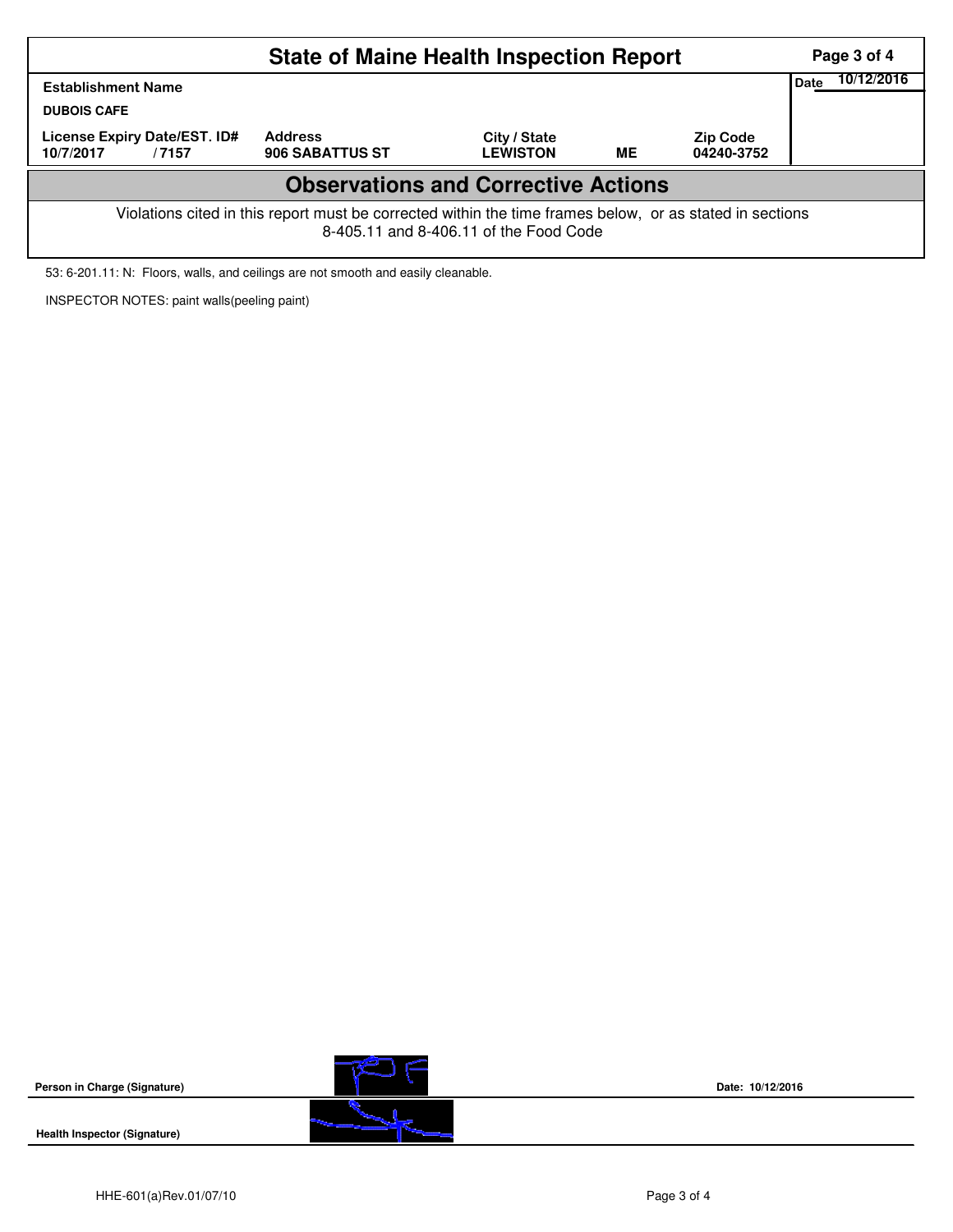# State of Maine Health Inspection Report

| Establishment Name | | | | | Date 10/12/2016 |
|---|---|---|---|---|---|
| DUBOIS CAFE | | | | | |
| License Expiry Date/EST. ID# | Address | City / State | | Zip Code | |
| 10/7/2017 / 7157 | 906 SABATTUS ST | LEWISTON | ME | 04240-3752 | |

## Observations and Corrective Actions

Violations cited in this report must be corrected within the time frames below, or as stated in sections 8-405.11 and 8-406.11 of the Food Code

53: 6-201.11: N: Floors, walls, and ceilings are not smooth and easily cleanable.

INSPECTOR NOTES: paint walls(peeling paint)

**Person in Charge (Signature)** Date: 10/12/2016

**Health Inspector (Signature)**

HHE-601(a)Rev.01/07/10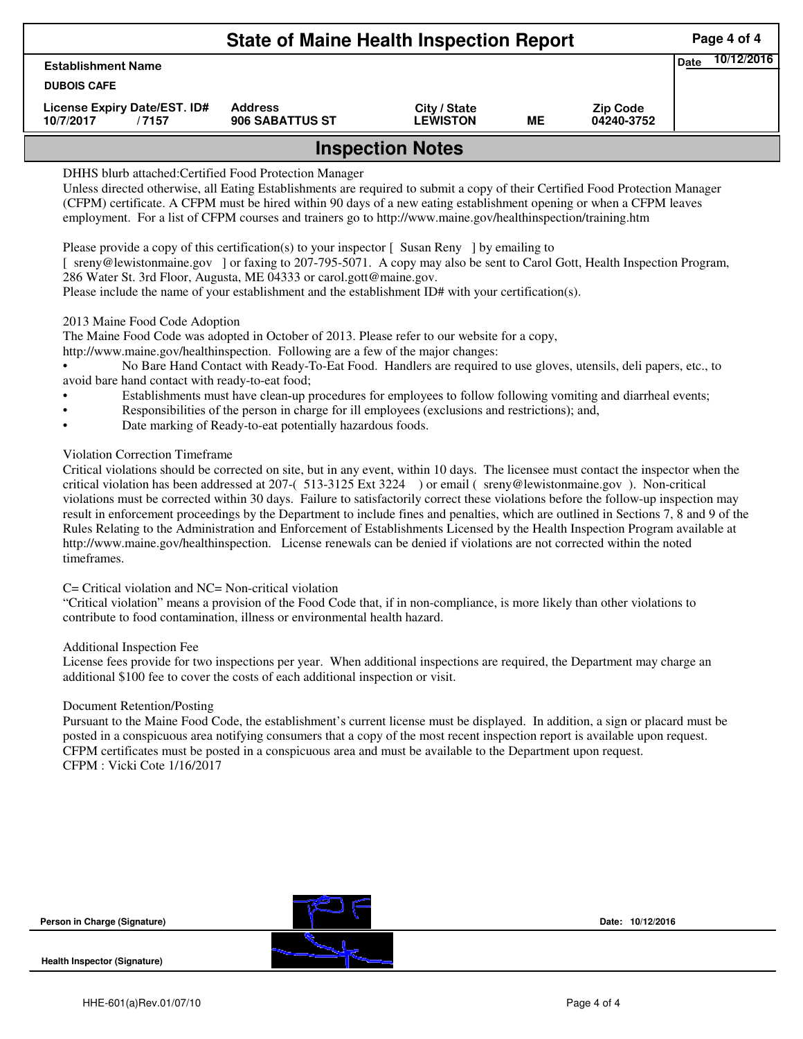# State of Maine Health Inspection Report

| Establishment Name | | | | | Date 10/12/2016 |
|---|---|---|---|---|---|
| DUBOIS CAFE | | | | | |
| License Expiry Date/EST. ID# | Address | City / State | | Zip Code | |
| 10/7/2017 / 7157 | 906 SABATTUS ST | LEWISTON | ME | 04240-3752 | |

## Inspection Notes

DHHS blurb attached:Certified Food Protection Manager

Unless directed otherwise, all Eating Establishments are required to submit a copy of their Certified Food Protection Manager (CFPM) certificate. A CFPM must be hired within 90 days of a new eating establishment opening or when a CFPM leaves employment. For a list of CFPM courses and trainers go to http://www.maine.gov/healthinspection/training.htm

Please provide a copy of this certification(s) to your inspector [ Susan Reny ] by emailing to [ sreny@lewistonmaine.gov ] or faxing to 207-795-5071. A copy may also be sent to Carol Gott, Health Inspection Program, 286 Water St. 3rd Floor, Augusta, ME 04333 or carol.gott@maine.gov.

Please include the name of your establishment and the establishment ID# with your certification(s).

2013 Maine Food Code Adoption

The Maine Food Code was adopted in October of 2013. Please refer to our website for a copy, http://www.maine.gov/healthinspection. Following are a few of the major changes:

- No Bare Hand Contact with Ready-To-Eat Food. Handlers are required to use gloves, utensils, deli papers, etc., to avoid bare hand contact with ready-to-eat food;
- Establishments must have clean-up procedures for employees to follow following vomiting and diarrheal events;
- Responsibilities of the person in charge for ill employees (exclusions and restrictions); and,
- Date marking of Ready-to-eat potentially hazardous foods.

Violation Correction Timeframe

Critical violations should be corrected on site, but in any event, within 10 days. The licensee must contact the inspector when the critical violation has been addressed at 207-( 513-3125 Ext 3224 ) or email ( sreny@lewistonmaine.gov ). Non-critical violations must be corrected within 30 days. Failure to satisfactorily correct these violations before the follow-up inspection may result in enforcement proceedings by the Department to include fines and penalties, which are outlined in Sections 7, 8 and 9 of the Rules Relating to the Administration and Enforcement of Establishments Licensed by the Health Inspection Program available at http://www.maine.gov/healthinspection. License renewals can be denied if violations are not corrected within the noted timeframes.

C= Critical violation and NC= Non-critical violation

"Critical violation" means a provision of the Food Code that, if in non-compliance, is more likely than other violations to contribute to food contamination, illness or environmental health hazard.

Additional Inspection Fee

License fees provide for two inspections per year. When additional inspections are required, the Department may charge an additional $100 fee to cover the costs of each additional inspection or visit.

Document Retention/Posting

Pursuant to the Maine Food Code, the establishment's current license must be displayed. In addition, a sign or placard must be posted in a conspicuous area notifying consumers that a copy of the most recent inspection report is available upon request. CFPM certificates must be posted in a conspicuous area and must be available to the Department upon request.

CFPM : Vicki Cote 1/16/2017

Person in Charge (Signature) — Date: 10/12/2016

Health Inspector (Signature)

HHE-601(a)Rev.01/07/10